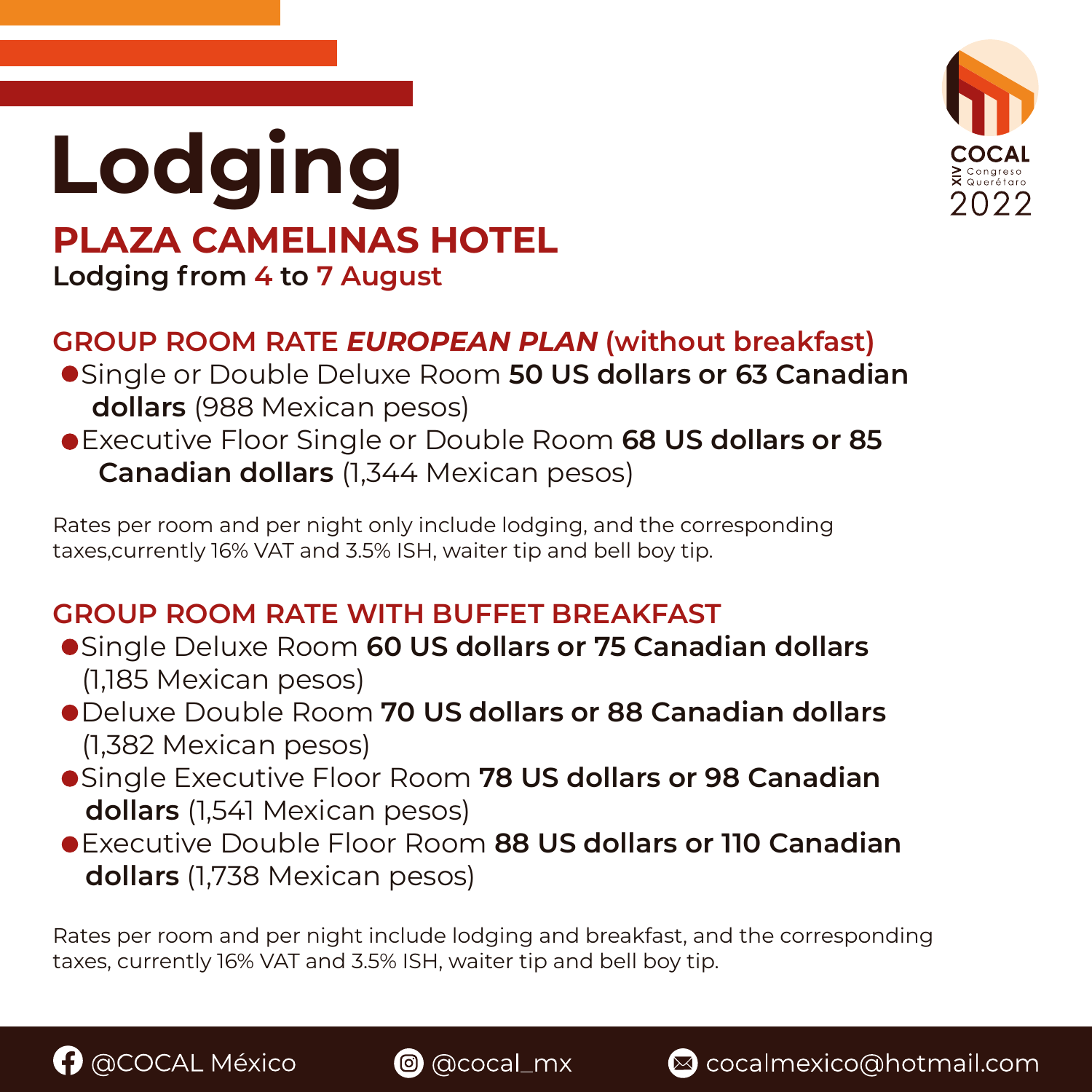# Lodging

## PLAZA CAMELINAS HOTEL

**Lodging from 4 to 7 August**

### GROUP ROOM RATE *EUROPEAN PLAN* (without breakfast)

- Single or Double Deluxe Room **50 US dollars or 63 Canadian dollars** (988 Mexican pesos)
- Executive Floor Single or Double Room **68 US dollars or 85 Canadian dollars** (1,344 Mexican pesos)

Rates per room and per night only include lodging, and the corresponding taxes,currently 16% VAT and 3.5% ISH, waiter tip and bell boy tip.

### GROUP ROOM RATE WITH BUFFET BREAKFAST

- Single Deluxe Room **60 US dollars or 75 Canadian dollars** (1,185 Mexican pesos)
- Deluxe Double Room **70 US dollars or 88 Canadian dollars** (1,382 Mexican pesos)
- Single Executive Floor Room **78 US dollars or 98 Canadian dollars** (1,541 Mexican pesos)
- Executive Double Floor Room **88 US dollars or 110 Canadian dollars** (1,738 Mexican pesos)

Rates per room and per night include lodging and breakfast, and the corresponding taxes, currently 16% VAT and 3.5% ISH, waiter tip and bell boy tip.

@COCAL México | @cocal_mx | cocalmexico@hotmail.com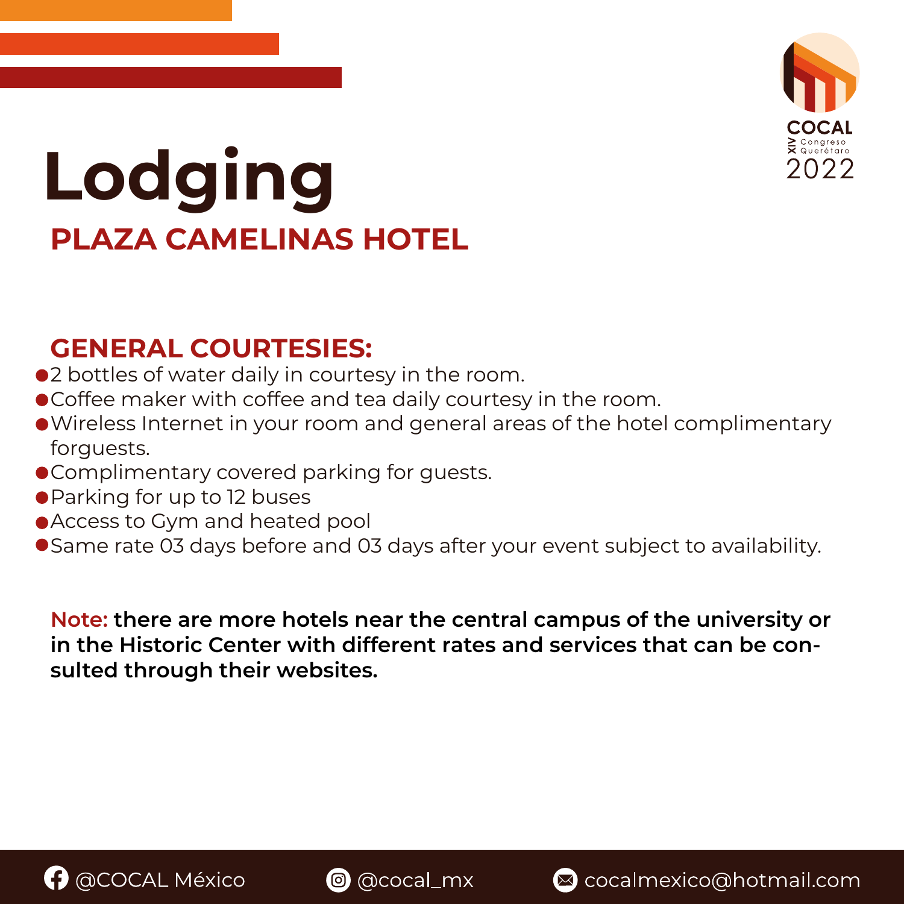# Lodging

## PLAZA CAMELINAS HOTEL

### GENERAL COURTESIES:

- 2 bottles of water daily in courtesy in the room.
- Coffee maker with coffee and tea daily courtesy in the room.
- Wireless Internet in your room and general areas of the hotel complimentary forguests.
- Complimentary covered parking for guests.
- Parking for up to 12 buses
- Access to Gym and heated pool
- Same rate 03 days before and 03 days after your event subject to availability.

**Note: there are more hotels near the central campus of the university or in the Historic Center with different rates and services that can be consulted through their websites.**

@COCAL México @cocal_mx cocalmexico@hotmail.com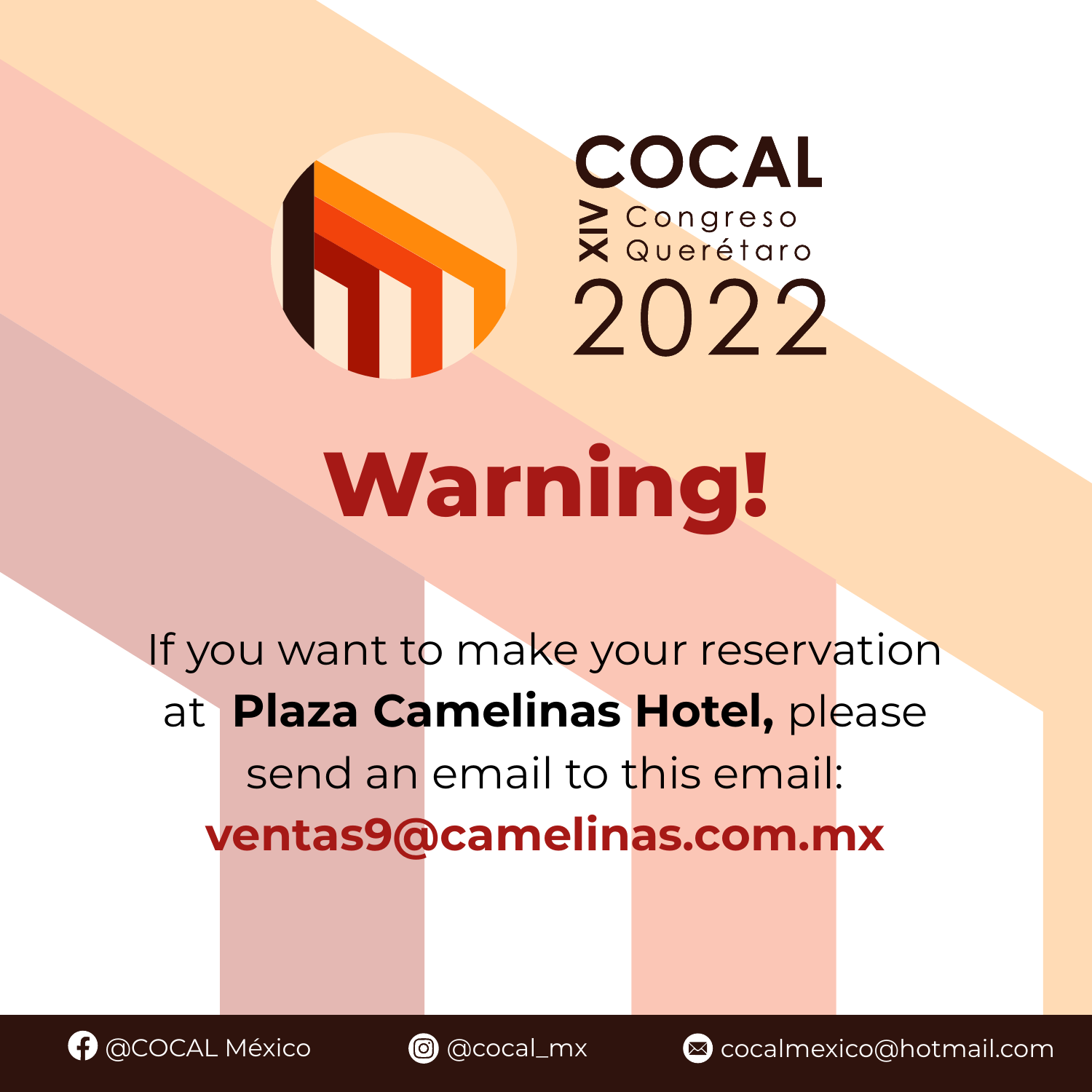COCAL

XIV Congreso Querétaro

2022

# Warning!

If you want to make your reservation at **Plaza Camelinas Hotel,** please send an email to this email:

**ventas9@camelinas.com.mx**

@COCAL México @cocal_mx cocalmexico@hotmail.com